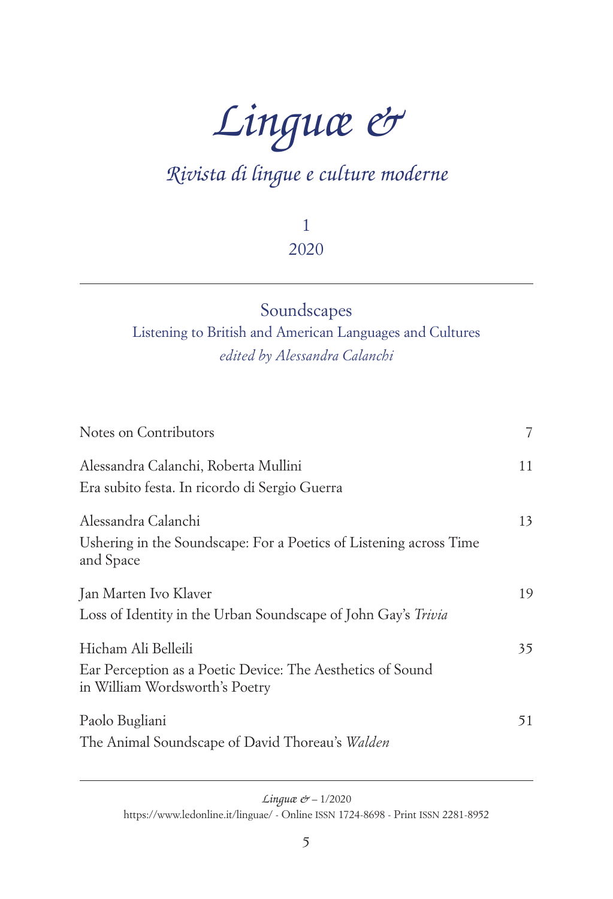# *Linguæ &*

## *Rivista di lingue e culture moderne*

1
2020

---

## Soundscapes

### Listening to British and American Languages and Cultures

*edited by Alessandra Calanchi*

| | |
|---|---|
| Notes on Contributors | 7 |
| Alessandra Calanchi, Roberta Mullini<br>Era subito festa. In ricordo di Sergio Guerra | 11 |
| Alessandra Calanchi<br>Ushering in the Soundscape: For a Poetics of Listening across Time and Space | 13 |
| Jan Marten Ivo Klaver<br>Loss of Identity in the Urban Soundscape of John Gay's *Trivia* | 19 |
| Hicham Ali Belleili<br>Ear Perception as a Poetic Device: The Aesthetics of Sound in William Wordsworth's Poetry | 35 |
| Paolo Bugliani<br>The Animal Soundscape of David Thoreau's *Walden* | 51 |

---

*Linguæ &* – 1/2020
https://www.ledonline.it/linguae/ - Online ISSN 1724-8698 - Print ISSN 2281-8952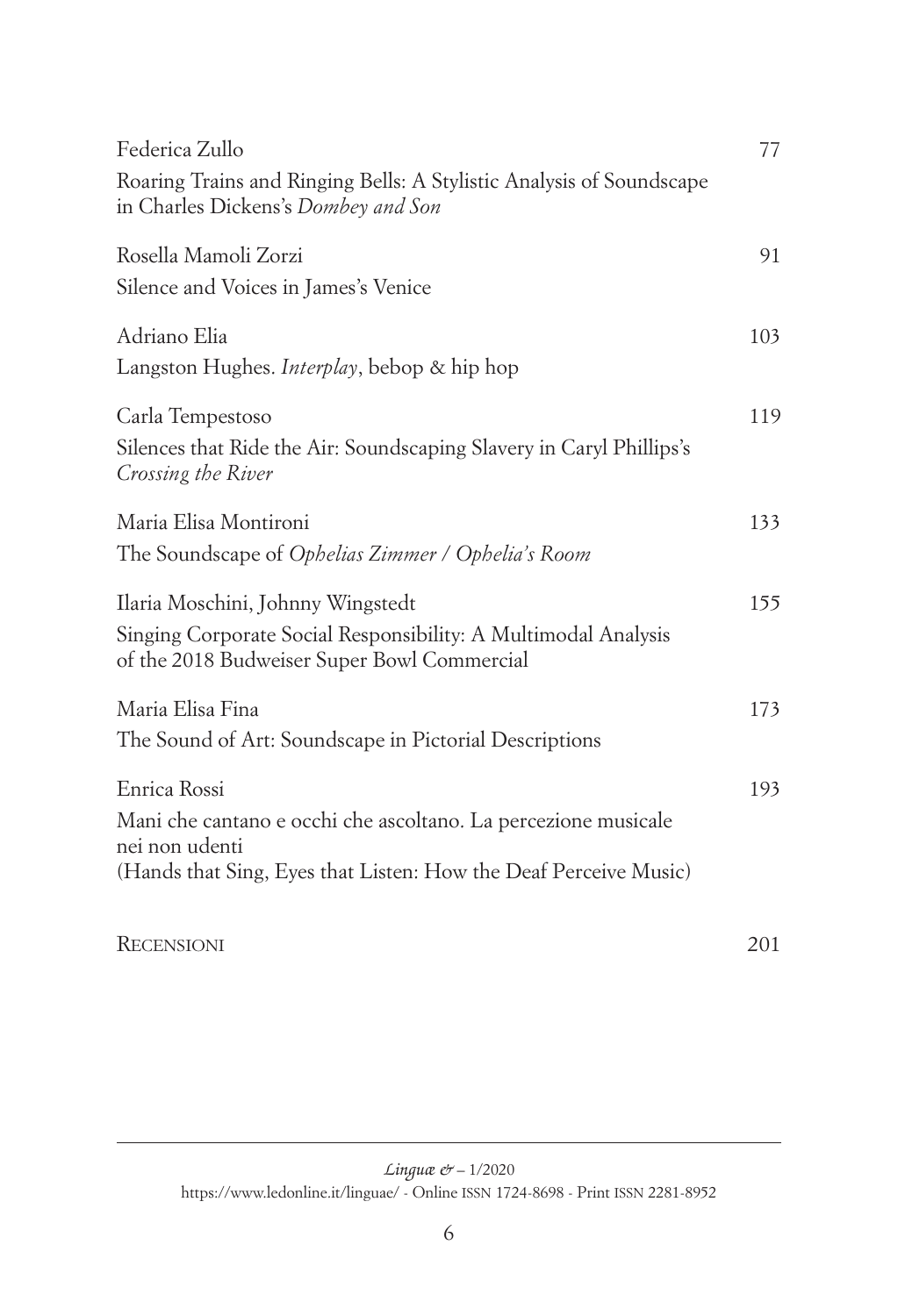Federica Zullo 77

Roaring Trains and Ringing Bells: A Stylistic Analysis of Soundscape in Charles Dickens's *Dombey and Son*

Rosella Mamoli Zorzi 91

Silence and Voices in James's Venice

Adriano Elia 103

Langston Hughes. *Interplay*, bebop & hip hop

Carla Tempestoso 119

Silences that Ride the Air: Soundscaping Slavery in Caryl Phillips's *Crossing the River*

Maria Elisa Montironi 133

The Soundscape of *Ophelias Zimmer / Ophelia's Room*

Ilaria Moschini, Johnny Wingstedt 155

Singing Corporate Social Responsibility: A Multimodal Analysis of the 2018 Budweiser Super Bowl Commercial

Maria Elisa Fina 173

The Sound of Art: Soundscape in Pictorial Descriptions

Enrica Rossi 193

Mani che cantano e occhi che ascoltano. La percezione musicale nei non udenti
(Hands that Sing, Eyes that Listen: How the Deaf Perceive Music)

Recensioni 201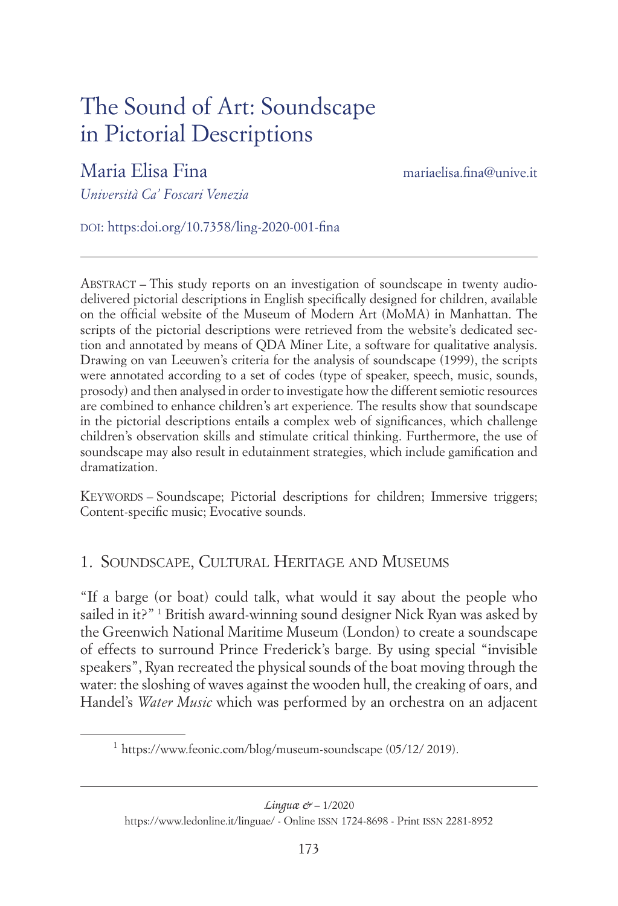# The Sound of Art: Soundscape in Pictorial Descriptions

Maria Elisa Fina mariaelisa.fina@unive.it

*Università Ca' Foscari Venezia*

DOI: https:doi.org/10.7358/ling-2020-001-fina

---

Abstract – This study reports on an investigation of soundscape in twenty audio-delivered pictorial descriptions in English specifically designed for children, available on the official website of the Museum of Modern Art (MoMA) in Manhattan. The scripts of the pictorial descriptions were retrieved from the website's dedicated section and annotated by means of QDA Miner Lite, a software for qualitative analysis. Drawing on van Leeuwen's criteria for the analysis of soundscape (1999), the scripts were annotated according to a set of codes (type of speaker, speech, music, sounds, prosody) and then analysed in order to investigate how the different semiotic resources are combined to enhance children's art experience. The results show that soundscape in the pictorial descriptions entails a complex web of significances, which challenge children's observation skills and stimulate critical thinking. Furthermore, the use of soundscape may also result in edutainment strategies, which include gamification and dramatization.

Keywords – Soundscape; Pictorial descriptions for children; Immersive triggers; Content-specific music; Evocative sounds.

## 1. Soundscape, Cultural Heritage and Museums

"If a barge (or boat) could talk, what would it say about the people who sailed in it?" [1] British award-winning sound designer Nick Ryan was asked by the Greenwich National Maritime Museum (London) to create a soundscape of effects to surround Prince Frederick's barge. By using special "invisible speakers", Ryan recreated the physical sounds of the boat moving through the water: the sloshing of waves against the wooden hull, the creaking of oars, and Handel's *Water Music* which was performed by an orchestra on an adjacent

---

[1] https://www.feonic.com/blog/museum-soundscape (05/12/ 2019).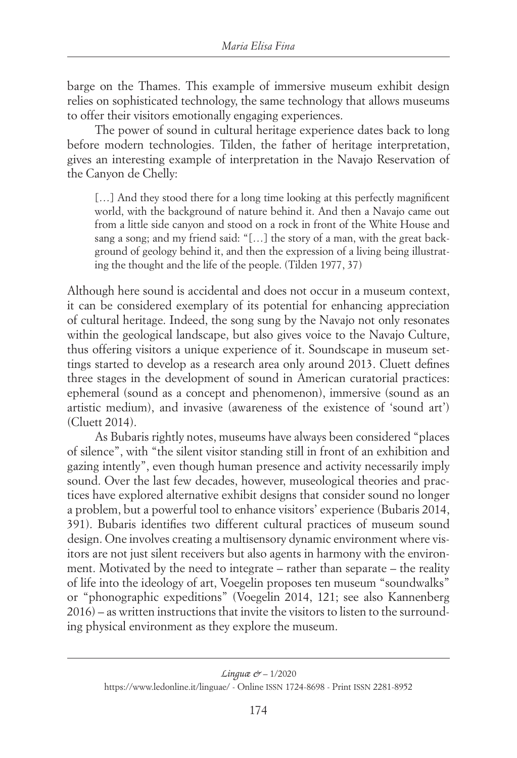barge on the Thames. This example of immersive museum exhibit design relies on sophisticated technology, the same technology that allows museums to offer their visitors emotionally engaging experiences.

The power of sound in cultural heritage experience dates back to long before modern technologies. Tilden, the father of heritage interpretation, gives an interesting example of interpretation in the Navajo Reservation of the Canyon de Chelly:

> […] And they stood there for a long time looking at this perfectly magnificent world, with the background of nature behind it. And then a Navajo came out from a little side canyon and stood on a rock in front of the White House and sang a song; and my friend said: "[…] the story of a man, with the great background of geology behind it, and then the expression of a living being illustrating the thought and the life of the people. (Tilden 1977, 37)

Although here sound is accidental and does not occur in a museum context, it can be considered exemplary of its potential for enhancing appreciation of cultural heritage. Indeed, the song sung by the Navajo not only resonates within the geological landscape, but also gives voice to the Navajo Culture, thus offering visitors a unique experience of it. Soundscape in museum settings started to develop as a research area only around 2013. Cluett defines three stages in the development of sound in American curatorial practices: ephemeral (sound as a concept and phenomenon), immersive (sound as an artistic medium), and invasive (awareness of the existence of 'sound art') (Cluett 2014).

As Bubaris rightly notes, museums have always been considered "places of silence", with "the silent visitor standing still in front of an exhibition and gazing intently", even though human presence and activity necessarily imply sound. Over the last few decades, however, museological theories and practices have explored alternative exhibit designs that consider sound no longer a problem, but a powerful tool to enhance visitors' experience (Bubaris 2014, 391). Bubaris identifies two different cultural practices of museum sound design. One involves creating a multisensory dynamic environment where visitors are not just silent receivers but also agents in harmony with the environment. Motivated by the need to integrate – rather than separate – the reality of life into the ideology of art, Voegelin proposes ten museum "soundwalks" or "phonographic expeditions" (Voegelin 2014, 121; see also Kannenberg 2016) – as written instructions that invite the visitors to listen to the surrounding physical environment as they explore the museum.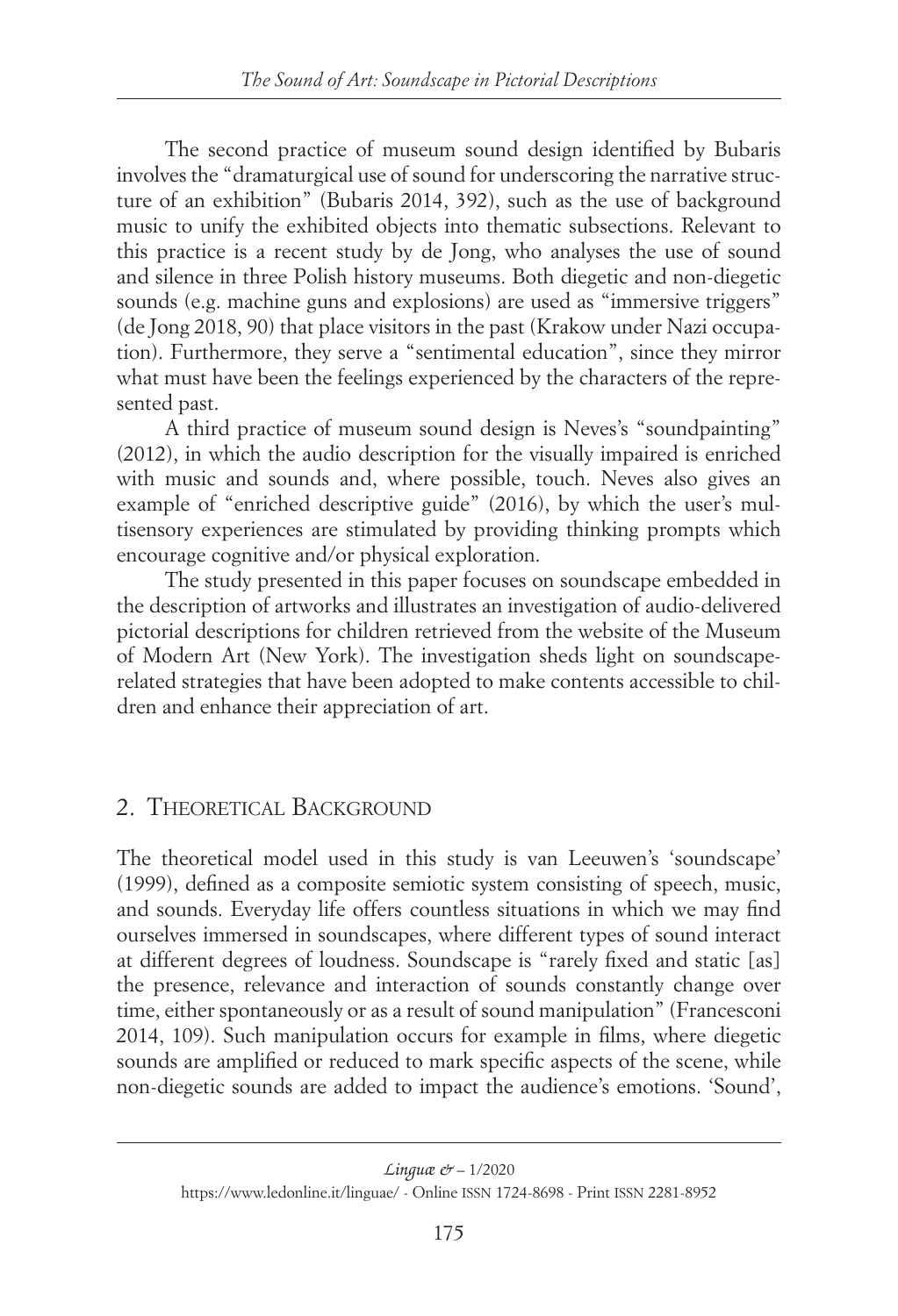The second practice of museum sound design identified by Bubaris involves the "dramaturgical use of sound for underscoring the narrative structure of an exhibition" (Bubaris 2014, 392), such as the use of background music to unify the exhibited objects into thematic subsections. Relevant to this practice is a recent study by de Jong, who analyses the use of sound and silence in three Polish history museums. Both diegetic and non-diegetic sounds (e.g. machine guns and explosions) are used as "immersive triggers" (de Jong 2018, 90) that place visitors in the past (Krakow under Nazi occupation). Furthermore, they serve a "sentimental education", since they mirror what must have been the feelings experienced by the characters of the represented past.

A third practice of museum sound design is Neves's "soundpainting" (2012), in which the audio description for the visually impaired is enriched with music and sounds and, where possible, touch. Neves also gives an example of "enriched descriptive guide" (2016), by which the user's multisensory experiences are stimulated by providing thinking prompts which encourage cognitive and/or physical exploration.

The study presented in this paper focuses on soundscape embedded in the description of artworks and illustrates an investigation of audio-delivered pictorial descriptions for children retrieved from the website of the Museum of Modern Art (New York). The investigation sheds light on soundscape-related strategies that have been adopted to make contents accessible to children and enhance their appreciation of art.

## 2. Theoretical Background

The theoretical model used in this study is van Leeuwen's 'soundscape' (1999), defined as a composite semiotic system consisting of speech, music, and sounds. Everyday life offers countless situations in which we may find ourselves immersed in soundscapes, where different types of sound interact at different degrees of loudness. Soundscape is "rarely fixed and static [as] the presence, relevance and interaction of sounds constantly change over time, either spontaneously or as a result of sound manipulation" (Francesconi 2014, 109). Such manipulation occurs for example in films, where diegetic sounds are amplified or reduced to mark specific aspects of the scene, while non-diegetic sounds are added to impact the audience's emotions. 'Sound',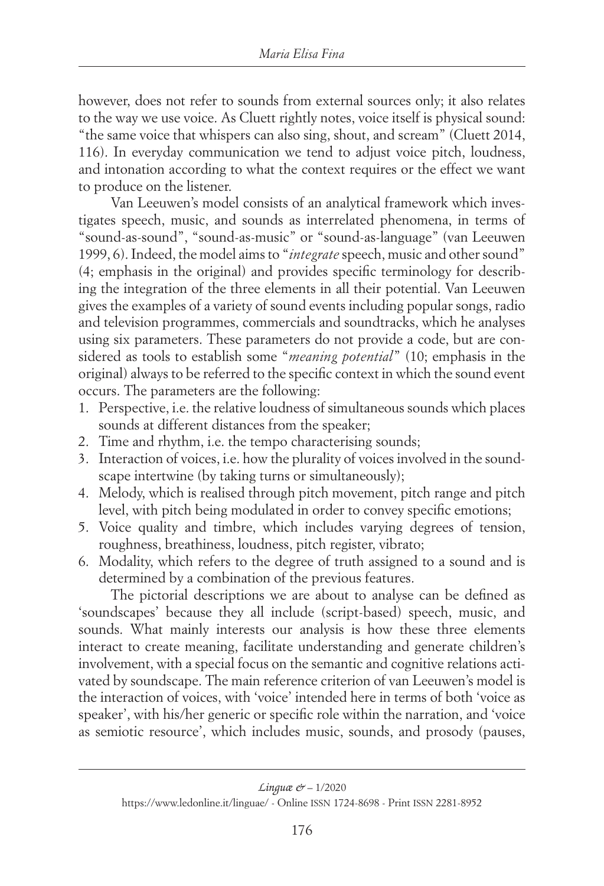however, does not refer to sounds from external sources only; it also relates to the way we use voice. As Cluett rightly notes, voice itself is physical sound: "the same voice that whispers can also sing, shout, and scream" (Cluett 2014, 116). In everyday communication we tend to adjust voice pitch, loudness, and intonation according to what the context requires or the effect we want to produce on the listener.

Van Leeuwen's model consists of an analytical framework which investigates speech, music, and sounds as interrelated phenomena, in terms of "sound-as-sound", "sound-as-music" or "sound-as-language" (van Leeuwen 1999, 6). Indeed, the model aims to "*integrate* speech, music and other sound" (4; emphasis in the original) and provides specific terminology for describing the integration of the three elements in all their potential. Van Leeuwen gives the examples of a variety of sound events including popular songs, radio and television programmes, commercials and soundtracks, which he analyses using six parameters. These parameters do not provide a code, but are considered as tools to establish some "*meaning potential*" (10; emphasis in the original) always to be referred to the specific context in which the sound event occurs. The parameters are the following:

1. Perspective, i.e. the relative loudness of simultaneous sounds which places sounds at different distances from the speaker;
2. Time and rhythm, i.e. the tempo characterising sounds;
3. Interaction of voices, i.e. how the plurality of voices involved in the soundscape intertwine (by taking turns or simultaneously);
4. Melody, which is realised through pitch movement, pitch range and pitch level, with pitch being modulated in order to convey specific emotions;
5. Voice quality and timbre, which includes varying degrees of tension, roughness, breathiness, loudness, pitch register, vibrato;
6. Modality, which refers to the degree of truth assigned to a sound and is determined by a combination of the previous features.

The pictorial descriptions we are about to analyse can be defined as 'soundscapes' because they all include (script-based) speech, music, and sounds. What mainly interests our analysis is how these three elements interact to create meaning, facilitate understanding and generate children's involvement, with a special focus on the semantic and cognitive relations activated by soundscape. The main reference criterion of van Leeuwen's model is the interaction of voices, with 'voice' intended here in terms of both 'voice as speaker', with his/her generic or specific role within the narration, and 'voice as semiotic resource', which includes music, sounds, and prosody (pauses,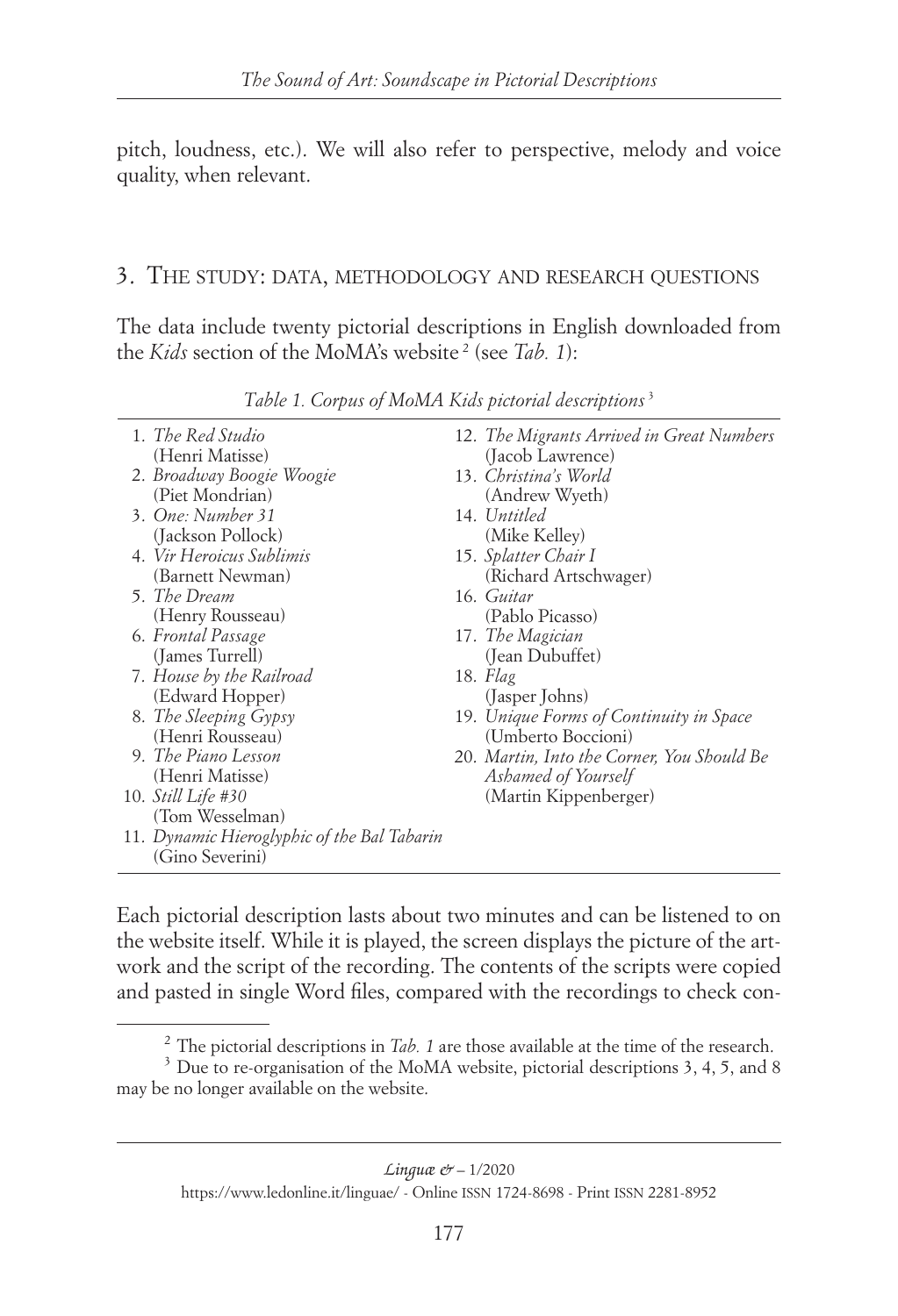pitch, loudness, etc.). We will also refer to perspective, melody and voice quality, when relevant.

## 3. The study: data, methodology and research questions

The data include twenty pictorial descriptions in English downloaded from the *Kids* section of the MoMA's website [2] (see *Tab. 1*):

*Table 1. Corpus of MoMA Kids pictorial descriptions* [3]

| | |
|---|---|
| 1. *The Red Studio* (Henri Matisse) | 12. *The Migrants Arrived in Great Numbers* (Jacob Lawrence) |
| 2. *Broadway Boogie Woogie* (Piet Mondrian) | 13. *Christina's World* (Andrew Wyeth) |
| 3. *One: Number 31* (Jackson Pollock) | 14. *Untitled* (Mike Kelley) |
| 4. *Vir Heroicus Sublimis* (Barnett Newman) | 15. *Splatter Chair I* (Richard Artschwager) |
| 5. *The Dream* (Henry Rousseau) | 16. *Guitar* (Pablo Picasso) |
| 6. *Frontal Passage* (James Turrell) | 17. *The Magician* (Jean Dubuffet) |
| 7. *House by the Railroad* (Edward Hopper) | 18. *Flag* (Jasper Johns) |
| 8. *The Sleeping Gypsy* (Henri Rousseau) | 19. *Unique Forms of Continuity in Space* (Umberto Boccioni) |
| 9. *The Piano Lesson* (Henri Matisse) | 20. *Martin, Into the Corner, You Should Be Ashamed of Yourself* (Martin Kippenberger) |
| 10. *Still Life #30* (Tom Wesselman) | |
| 11. *Dynamic Hieroglyphic of the Bal Tabarin* (Gino Severini) | |

Each pictorial description lasts about two minutes and can be listened to on the website itself. While it is played, the screen displays the picture of the artwork and the script of the recording. The contents of the scripts were copied and pasted in single Word files, compared with the recordings to check con-

[2] The pictorial descriptions in *Tab. 1* are those available at the time of the research.

[3] Due to re-organisation of the MoMA website, pictorial descriptions 3, 4, 5, and 8 may be no longer available on the website.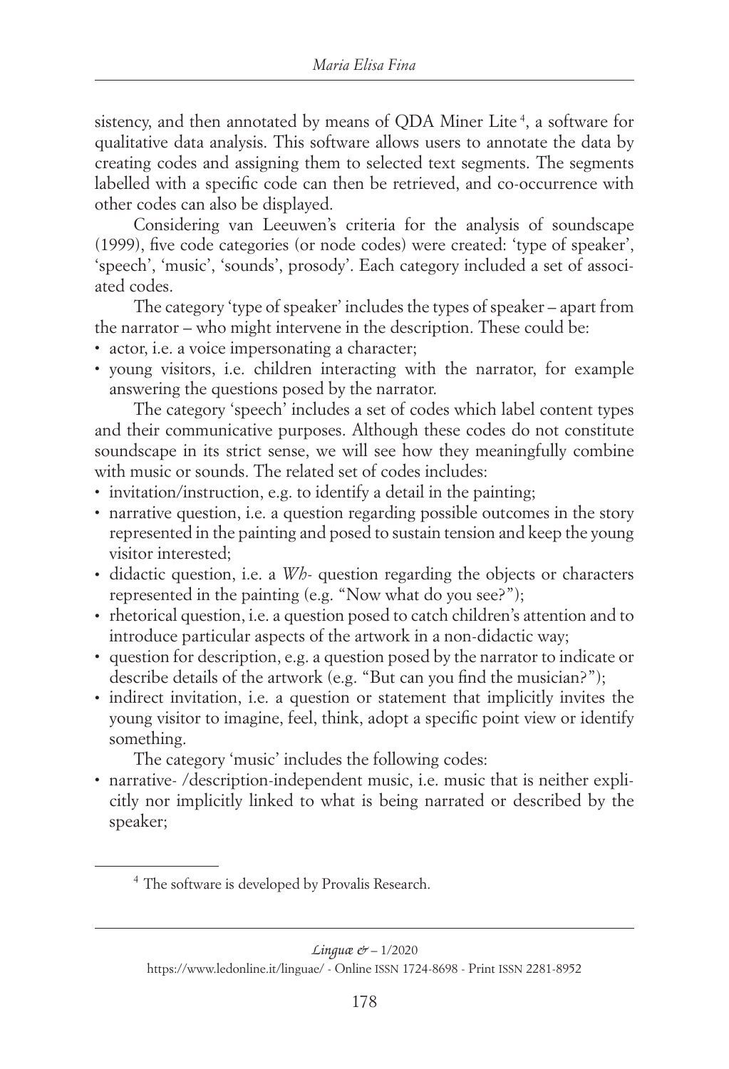sistency, and then annotated by means of QDA Miner Lite [4], a software for qualitative data analysis. This software allows users to annotate the data by creating codes and assigning them to selected text segments. The segments labelled with a specific code can then be retrieved, and co-occurrence with other codes can also be displayed.

Considering van Leeuwen's criteria for the analysis of soundscape (1999), five code categories (or node codes) were created: 'type of speaker', 'speech', 'music', 'sounds', prosody'. Each category included a set of associated codes.

The category 'type of speaker' includes the types of speaker – apart from the narrator – who might intervene in the description. These could be:

- actor, i.e. a voice impersonating a character;
- young visitors, i.e. children interacting with the narrator, for example answering the questions posed by the narrator.

The category 'speech' includes a set of codes which label content types and their communicative purposes. Although these codes do not constitute soundscape in its strict sense, we will see how they meaningfully combine with music or sounds. The related set of codes includes:

- invitation/instruction, e.g. to identify a detail in the painting;
- narrative question, i.e. a question regarding possible outcomes in the story represented in the painting and posed to sustain tension and keep the young visitor interested;
- didactic question, i.e. a *Wh-* question regarding the objects or characters represented in the painting (e.g. "Now what do you see?");
- rhetorical question, i.e. a question posed to catch children's attention and to introduce particular aspects of the artwork in a non-didactic way;
- question for description, e.g. a question posed by the narrator to indicate or describe details of the artwork (e.g. "But can you find the musician?");
- indirect invitation, i.e. a question or statement that implicitly invites the young visitor to imagine, feel, think, adopt a specific point view or identify something.

The category 'music' includes the following codes:

- narrative- /description-independent music, i.e. music that is neither explicitly nor implicitly linked to what is being narrated or described by the speaker;

[4] The software is developed by Provalis Research.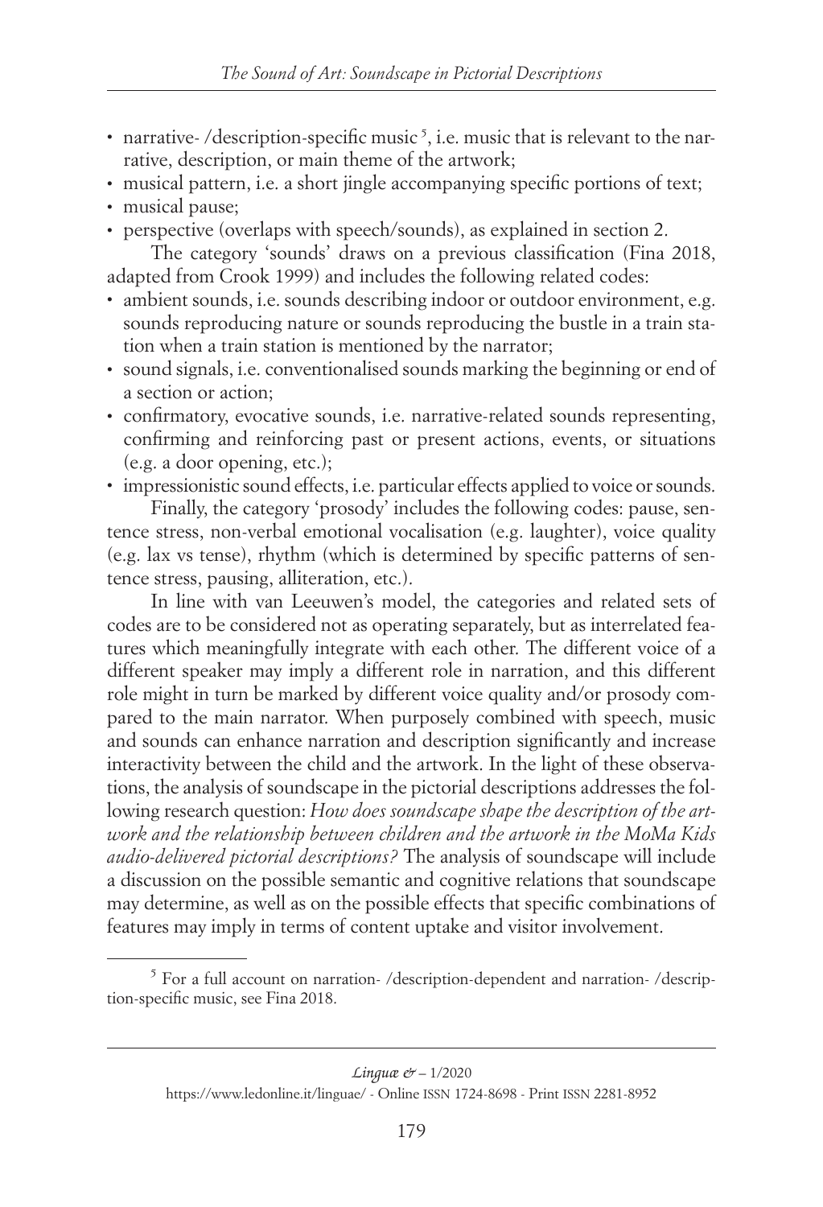- narrative- /description-specific music [5], i.e. music that is relevant to the narrative, description, or main theme of the artwork;
- musical pattern, i.e. a short jingle accompanying specific portions of text;
- musical pause;
- perspective (overlaps with speech/sounds), as explained in section 2.

The category 'sounds' draws on a previous classification (Fina 2018, adapted from Crook 1999) and includes the following related codes:

- ambient sounds, i.e. sounds describing indoor or outdoor environment, e.g. sounds reproducing nature or sounds reproducing the bustle in a train station when a train station is mentioned by the narrator;
- sound signals, i.e. conventionalised sounds marking the beginning or end of a section or action;
- confirmatory, evocative sounds, i.e. narrative-related sounds representing, confirming and reinforcing past or present actions, events, or situations (e.g. a door opening, etc.);
- impressionistic sound effects, i.e. particular effects applied to voice or sounds.

Finally, the category 'prosody' includes the following codes: pause, sentence stress, non-verbal emotional vocalisation (e.g. laughter), voice quality (e.g. lax vs tense), rhythm (which is determined by specific patterns of sentence stress, pausing, alliteration, etc.).

In line with van Leeuwen's model, the categories and related sets of codes are to be considered not as operating separately, but as interrelated features which meaningfully integrate with each other. The different voice of a different speaker may imply a different role in narration, and this different role might in turn be marked by different voice quality and/or prosody compared to the main narrator. When purposely combined with speech, music and sounds can enhance narration and description significantly and increase interactivity between the child and the artwork. In the light of these observations, the analysis of soundscape in the pictorial descriptions addresses the following research question: *How does soundscape shape the description of the artwork and the relationship between children and the artwork in the MoMa Kids audio-delivered pictorial descriptions?* The analysis of soundscape will include a discussion on the possible semantic and cognitive relations that soundscape may determine, as well as on the possible effects that specific combinations of features may imply in terms of content uptake and visitor involvement.

[5] For a full account on narration- /description-dependent and narration- /description-specific music, see Fina 2018.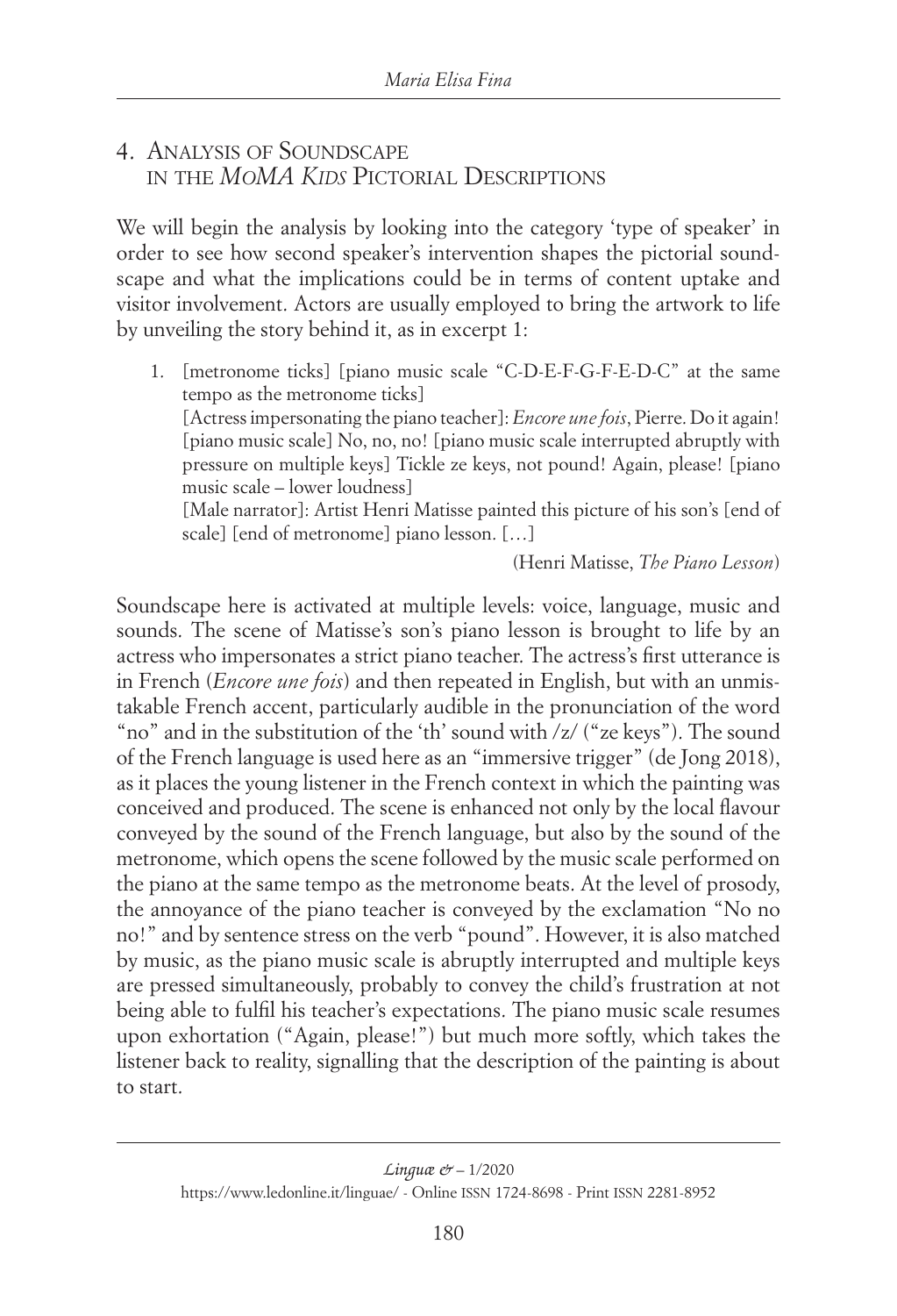## 4. Analysis of Soundscape in the *MoMA Kids* Pictorial Descriptions

We will begin the analysis by looking into the category 'type of speaker' in order to see how second speaker's intervention shapes the pictorial soundscape and what the implications could be in terms of content uptake and visitor involvement. Actors are usually employed to bring the artwork to life by unveiling the story behind it, as in excerpt 1:

1. [metronome ticks] [piano music scale "C-D-E-F-G-F-E-D-C" at the same tempo as the metronome ticks]
   [Actress impersonating the piano teacher]: *Encore une fois*, Pierre. Do it again! [piano music scale] No, no, no! [piano music scale interrupted abruptly with pressure on multiple keys] Tickle ze keys, not pound! Again, please! [piano music scale – lower loudness]
   [Male narrator]: Artist Henri Matisse painted this picture of his son's [end of scale] [end of metronome] piano lesson. […]

   (Henri Matisse, *The Piano Lesson*)

Soundscape here is activated at multiple levels: voice, language, music and sounds. The scene of Matisse's son's piano lesson is brought to life by an actress who impersonates a strict piano teacher. The actress's first utterance is in French (*Encore une fois*) and then repeated in English, but with an unmistakable French accent, particularly audible in the pronunciation of the word "no" and in the substitution of the 'th' sound with /z/ ("ze keys"). The sound of the French language is used here as an "immersive trigger" (de Jong 2018), as it places the young listener in the French context in which the painting was conceived and produced. The scene is enhanced not only by the local flavour conveyed by the sound of the French language, but also by the sound of the metronome, which opens the scene followed by the music scale performed on the piano at the same tempo as the metronome beats. At the level of prosody, the annoyance of the piano teacher is conveyed by the exclamation "No no no!" and by sentence stress on the verb "pound". However, it is also matched by music, as the piano music scale is abruptly interrupted and multiple keys are pressed simultaneously, probably to convey the child's frustration at not being able to fulfil his teacher's expectations. The piano music scale resumes upon exhortation ("Again, please!") but much more softly, which takes the listener back to reality, signalling that the description of the painting is about to start.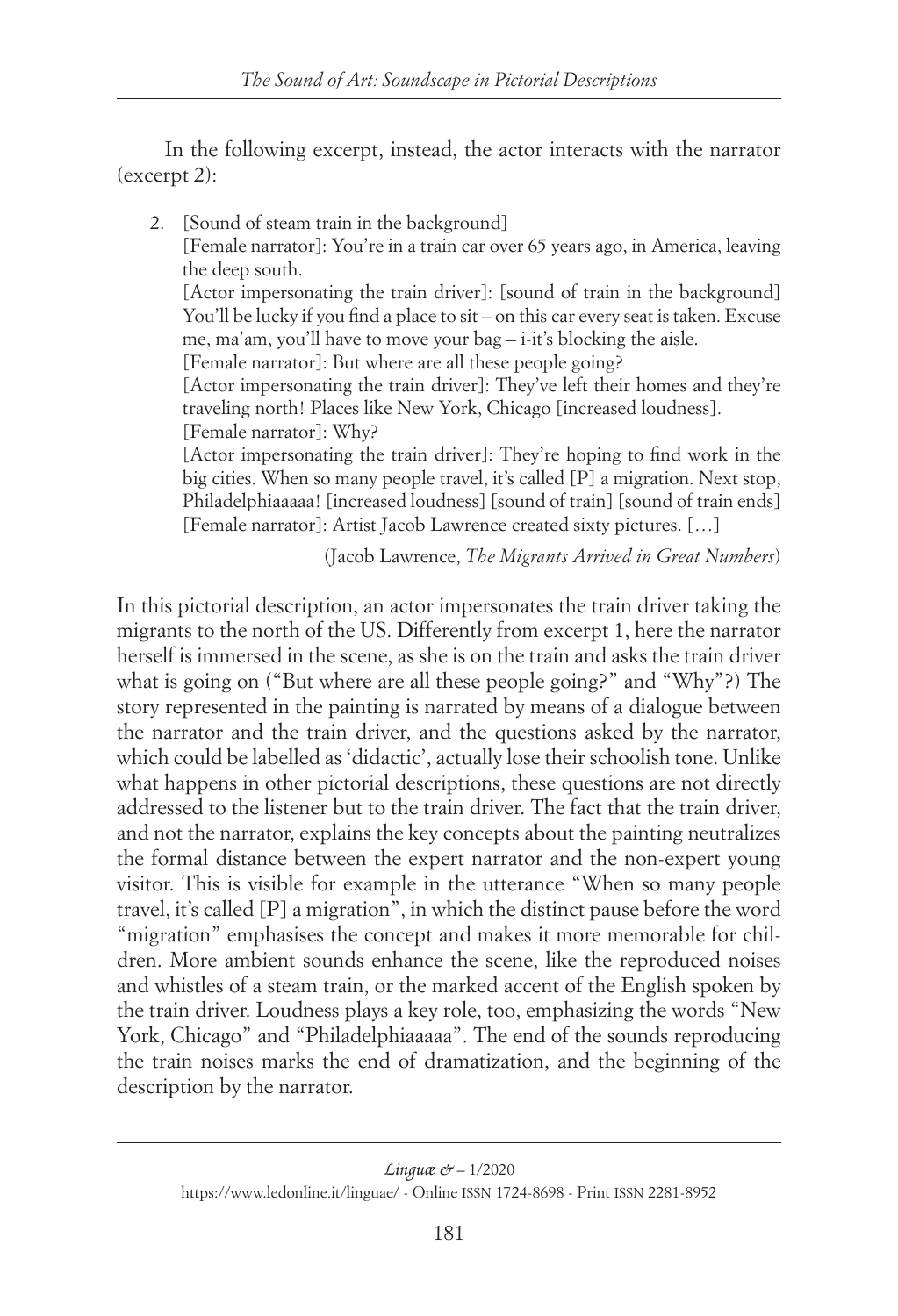In the following excerpt, instead, the actor interacts with the narrator (excerpt 2):

> 2. [Sound of steam train in the background]
> [Female narrator]: You're in a train car over 65 years ago, in America, leaving the deep south.
> [Actor impersonating the train driver]: [sound of train in the background] You'll be lucky if you find a place to sit – on this car every seat is taken. Excuse me, ma'am, you'll have to move your bag – i-it's blocking the aisle.
> [Female narrator]: But where are all these people going?
> [Actor impersonating the train driver]: They've left their homes and they're traveling north! Places like New York, Chicago [increased loudness].
> [Female narrator]: Why?
> [Actor impersonating the train driver]: They're hoping to find work in the big cities. When so many people travel, it's called [P] a migration. Next stop, Philadelphiaaaaa! [increased loudness] [sound of train] [sound of train ends]
> [Female narrator]: Artist Jacob Lawrence created sixty pictures. […]
>
> (Jacob Lawrence, *The Migrants Arrived in Great Numbers*)

In this pictorial description, an actor impersonates the train driver taking the migrants to the north of the US. Differently from excerpt 1, here the narrator herself is immersed in the scene, as she is on the train and asks the train driver what is going on ("But where are all these people going?" and "Why"?) The story represented in the painting is narrated by means of a dialogue between the narrator and the train driver, and the questions asked by the narrator, which could be labelled as 'didactic', actually lose their schoolish tone. Unlike what happens in other pictorial descriptions, these questions are not directly addressed to the listener but to the train driver. The fact that the train driver, and not the narrator, explains the key concepts about the painting neutralizes the formal distance between the expert narrator and the non-expert young visitor. This is visible for example in the utterance "When so many people travel, it's called [P] a migration", in which the distinct pause before the word "migration" emphasises the concept and makes it more memorable for children. More ambient sounds enhance the scene, like the reproduced noises and whistles of a steam train, or the marked accent of the English spoken by the train driver. Loudness plays a key role, too, emphasizing the words "New York, Chicago" and "Philadelphiaaaaa". The end of the sounds reproducing the train noises marks the end of dramatization, and the beginning of the description by the narrator.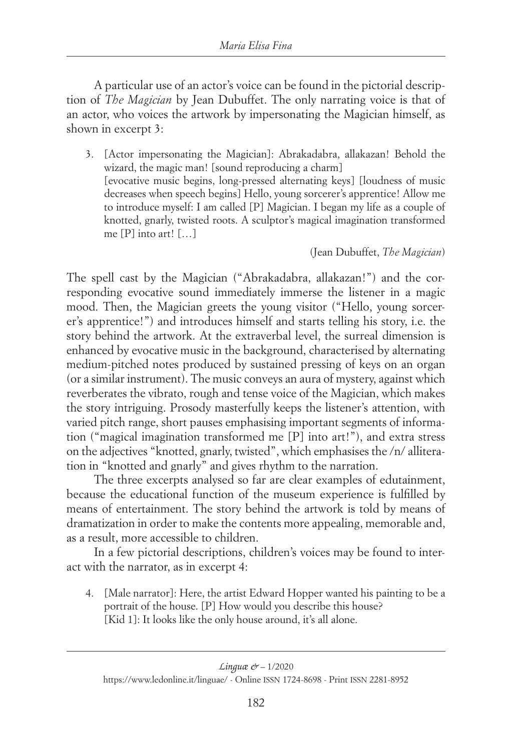A particular use of an actor's voice can be found in the pictorial description of *The Magician* by Jean Dubuffet. The only narrating voice is that of an actor, who voices the artwork by impersonating the Magician himself, as shown in excerpt 3:

> 3. [Actor impersonating the Magician]: Abrakadabra, allakazan! Behold the wizard, the magic man! [sound reproducing a charm]
> [evocative music begins, long-pressed alternating keys] [loudness of music decreases when speech begins] Hello, young sorcerer's apprentice! Allow me to introduce myself: I am called [P] Magician. I began my life as a couple of knotted, gnarly, twisted roots. A sculptor's magical imagination transformed me [P] into art! […]
>
> (Jean Dubuffet, *The Magician*)

The spell cast by the Magician ("Abrakadabra, allakazan!") and the corresponding evocative sound immediately immerse the listener in a magic mood. Then, the Magician greets the young visitor ("Hello, young sorcerer's apprentice!") and introduces himself and starts telling his story, i.e. the story behind the artwork. At the extraverbal level, the surreal dimension is enhanced by evocative music in the background, characterised by alternating medium-pitched notes produced by sustained pressing of keys on an organ (or a similar instrument). The music conveys an aura of mystery, against which reverberates the vibrato, rough and tense voice of the Magician, which makes the story intriguing. Prosody masterfully keeps the listener's attention, with varied pitch range, short pauses emphasising important segments of information ("magical imagination transformed me [P] into art!"), and extra stress on the adjectives "knotted, gnarly, twisted", which emphasises the /n/ alliteration in "knotted and gnarly" and gives rhythm to the narration.

The three excerpts analysed so far are clear examples of edutainment, because the educational function of the museum experience is fulfilled by means of entertainment. The story behind the artwork is told by means of dramatization in order to make the contents more appealing, memorable and, as a result, more accessible to children.

In a few pictorial descriptions, children's voices may be found to interact with the narrator, as in excerpt 4:

> 4. [Male narrator]: Here, the artist Edward Hopper wanted his painting to be a portrait of the house. [P] How would you describe this house?
> [Kid 1]: It looks like the only house around, it's all alone.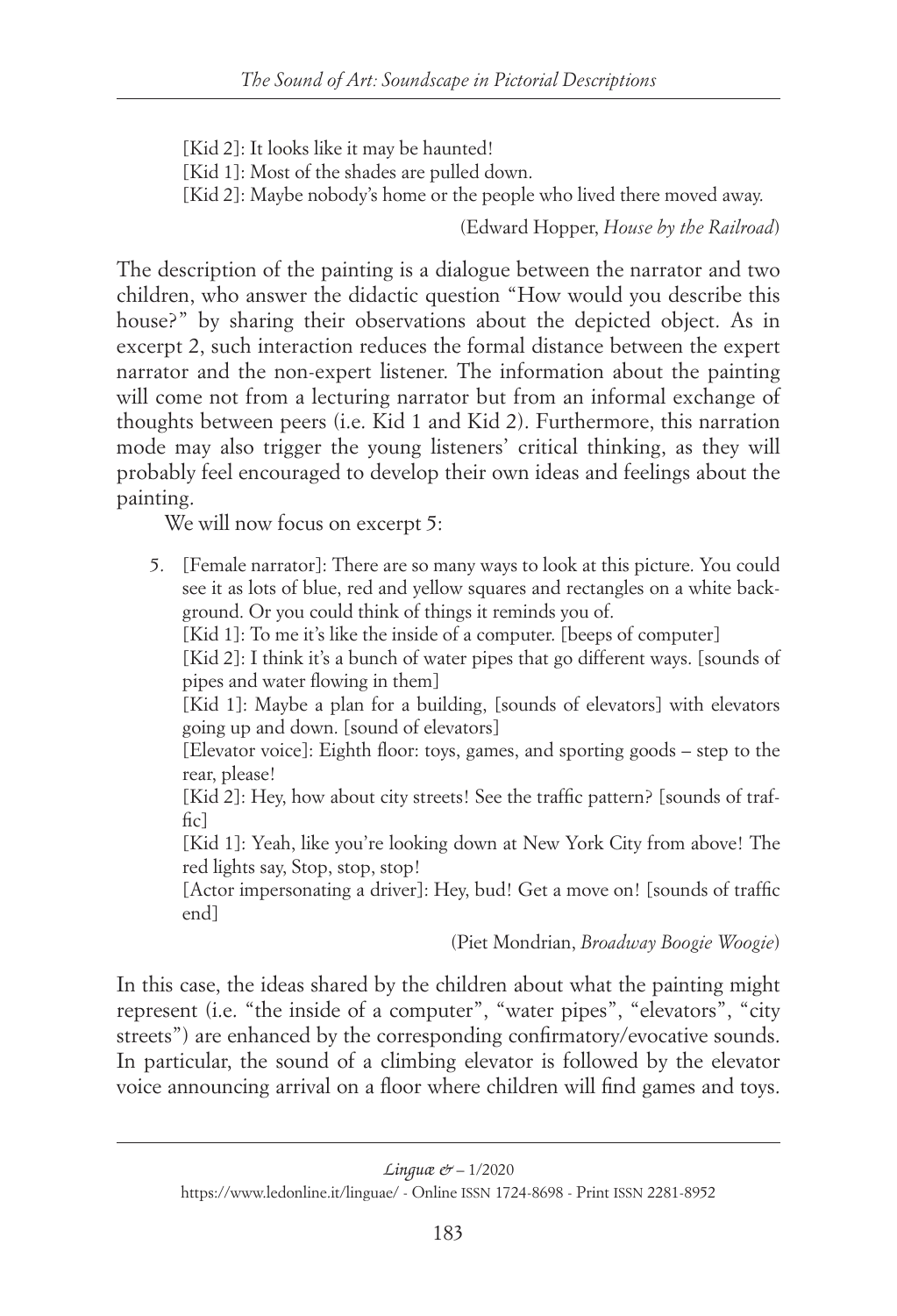[Kid 2]: It looks like it may be haunted!

[Kid 1]: Most of the shades are pulled down.

[Kid 2]: Maybe nobody's home or the people who lived there moved away.

(Edward Hopper, *House by the Railroad*)

The description of the painting is a dialogue between the narrator and two children, who answer the didactic question "How would you describe this house?" by sharing their observations about the depicted object. As in excerpt 2, such interaction reduces the formal distance between the expert narrator and the non-expert listener. The information about the painting will come not from a lecturing narrator but from an informal exchange of thoughts between peers (i.e. Kid 1 and Kid 2). Furthermore, this narration mode may also trigger the young listeners' critical thinking, as they will probably feel encouraged to develop their own ideas and feelings about the painting.

We will now focus on excerpt 5:

5. [Female narrator]: There are so many ways to look at this picture. You could see it as lots of blue, red and yellow squares and rectangles on a white background. Or you could think of things it reminds you of.

   [Kid 1]: To me it's like the inside of a computer. [beeps of computer]

   [Kid 2]: I think it's a bunch of water pipes that go different ways. [sounds of pipes and water flowing in them]

   [Kid 1]: Maybe a plan for a building, [sounds of elevators] with elevators going up and down. [sound of elevators]

   [Elevator voice]: Eighth floor: toys, games, and sporting goods – step to the rear, please!

   [Kid 2]: Hey, how about city streets! See the traffic pattern? [sounds of traffic]

   [Kid 1]: Yeah, like you're looking down at New York City from above! The red lights say, Stop, stop, stop!

   [Actor impersonating a driver]: Hey, bud! Get a move on! [sounds of traffic end]

   (Piet Mondrian, *Broadway Boogie Woogie*)

In this case, the ideas shared by the children about what the painting might represent (i.e. "the inside of a computer", "water pipes", "elevators", "city streets") are enhanced by the corresponding confirmatory/evocative sounds. In particular, the sound of a climbing elevator is followed by the elevator voice announcing arrival on a floor where children will find games and toys.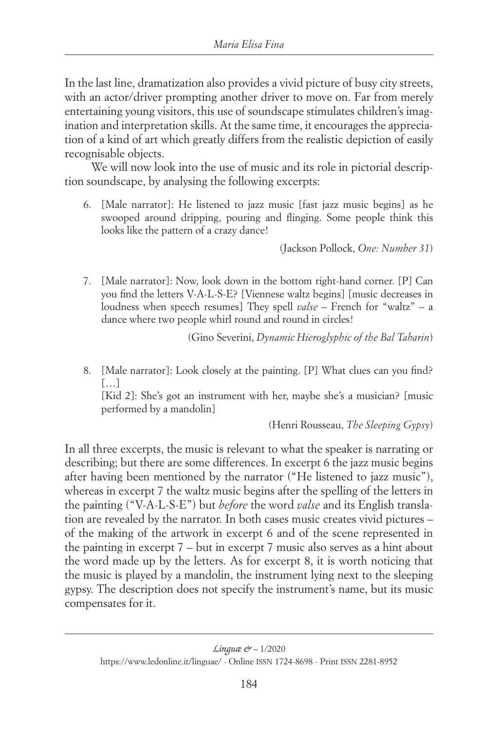In the last line, dramatization also provides a vivid picture of busy city streets, with an actor/driver prompting another driver to move on. Far from merely entertaining young visitors, this use of soundscape stimulates children's imagination and interpretation skills. At the same time, it encourages the appreciation of a kind of art which greatly differs from the realistic depiction of easily recognisable objects.

We will now look into the use of music and its role in pictorial description soundscape, by analysing the following excerpts:

6. [Male narrator]: He listened to jazz music [fast jazz music begins] as he swooped around dripping, pouring and flinging. Some people think this looks like the pattern of a crazy dance!

   (Jackson Pollock, *One: Number 31*)

7. [Male narrator]: Now, look down in the bottom right-hand corner. [P] Can you find the letters V-A-L-S-E? [Viennese waltz begins] [music decreases in loudness when speech resumes] They spell *valse* – French for "waltz" – a dance where two people whirl round and round in circles!

   (Gino Severini, *Dynamic Hieroglyphic of the Bal Tabarin*)

8. [Male narrator]: Look closely at the painting. [P] What clues can you find? […]
   [Kid 2]: She's got an instrument with her, maybe she's a musician? [music performed by a mandolin]

   (Henri Rousseau, *The Sleeping Gypsy*)

In all three excerpts, the music is relevant to what the speaker is narrating or describing; but there are some differences. In excerpt 6 the jazz music begins after having been mentioned by the narrator ("He listened to jazz music"), whereas in excerpt 7 the waltz music begins after the spelling of the letters in the painting ("V-A-L-S-E") but *before* the word *valse* and its English translation are revealed by the narrator. In both cases music creates vivid pictures – of the making of the artwork in excerpt 6 and of the scene represented in the painting in excerpt 7 – but in excerpt 7 music also serves as a hint about the word made up by the letters. As for excerpt 8, it is worth noticing that the music is played by a mandolin, the instrument lying next to the sleeping gypsy. The description does not specify the instrument's name, but its music compensates for it.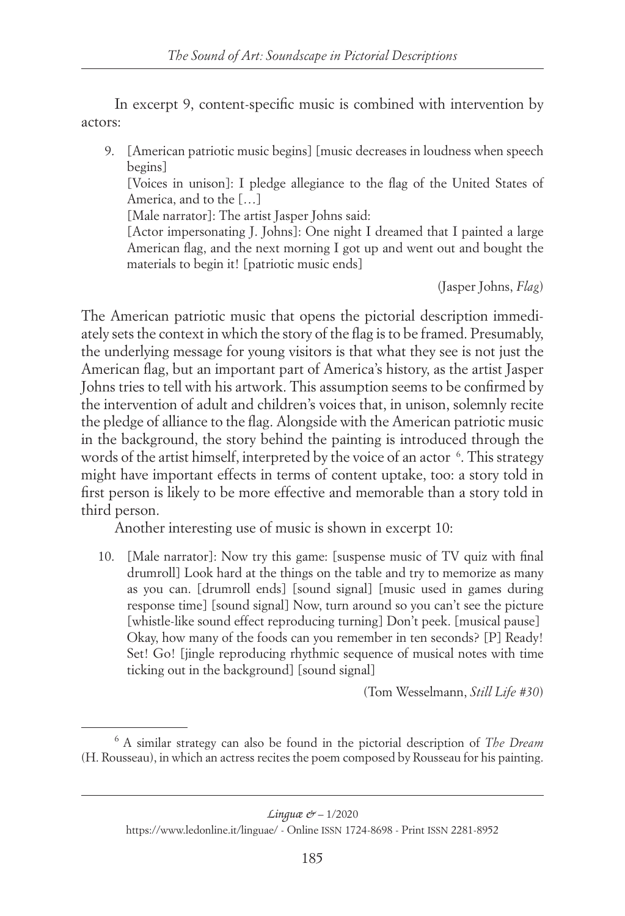In excerpt 9, content-specific music is combined with intervention by actors:

9. [American patriotic music begins] [music decreases in loudness when speech begins]
   [Voices in unison]: I pledge allegiance to the flag of the United States of America, and to the […]
   [Male narrator]: The artist Jasper Johns said:
   [Actor impersonating J. Johns]: One night I dreamed that I painted a large American flag, and the next morning I got up and went out and bought the materials to begin it! [patriotic music ends]

   (Jasper Johns, *Flag*)

The American patriotic music that opens the pictorial description immediately sets the context in which the story of the flag is to be framed. Presumably, the underlying message for young visitors is that what they see is not just the American flag, but an important part of America's history, as the artist Jasper Johns tries to tell with his artwork. This assumption seems to be confirmed by the intervention of adult and children's voices that, in unison, solemnly recite the pledge of alliance to the flag. Alongside with the American patriotic music in the background, the story behind the painting is introduced through the words of the artist himself, interpreted by the voice of an actor [6]. This strategy might have important effects in terms of content uptake, too: a story told in first person is likely to be more effective and memorable than a story told in third person.

Another interesting use of music is shown in excerpt 10:

10. [Male narrator]: Now try this game: [suspense music of TV quiz with final drumroll] Look hard at the things on the table and try to memorize as many as you can. [drumroll ends] [sound signal] [music used in games during response time] [sound signal] Now, turn around so you can't see the picture [whistle-like sound effect reproducing turning] Don't peek. [musical pause] Okay, how many of the foods can you remember in ten seconds? [P] Ready! Set! Go! [jingle reproducing rhythmic sequence of musical notes with time ticking out in the background] [sound signal]

    (Tom Wesselmann, *Still Life #30*)

[6] A similar strategy can also be found in the pictorial description of *The Dream* (H. Rousseau), in which an actress recites the poem composed by Rousseau for his painting.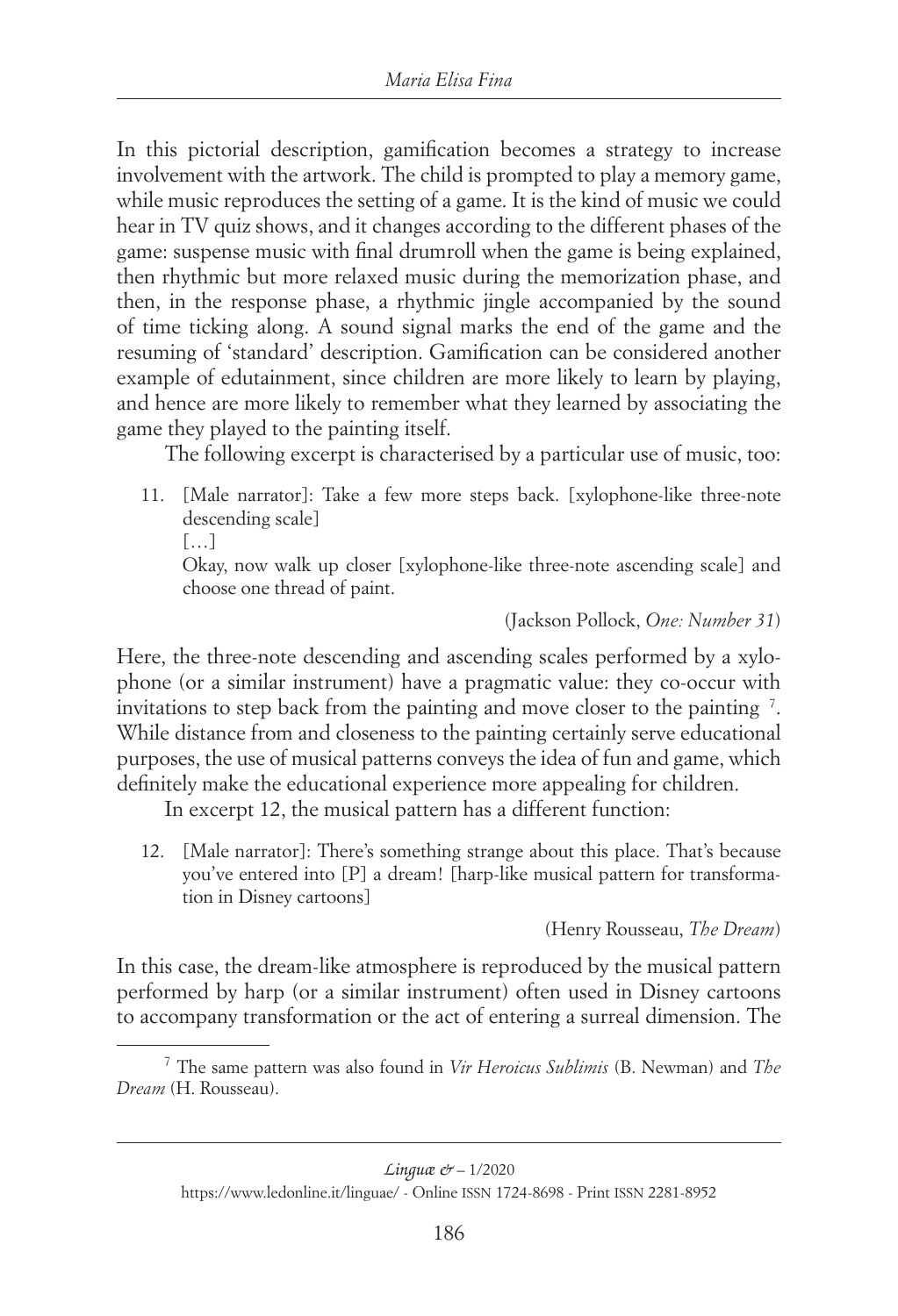In this pictorial description, gamification becomes a strategy to increase involvement with the artwork. The child is prompted to play a memory game, while music reproduces the setting of a game. It is the kind of music we could hear in TV quiz shows, and it changes according to the different phases of the game: suspense music with final drumroll when the game is being explained, then rhythmic but more relaxed music during the memorization phase, and then, in the response phase, a rhythmic jingle accompanied by the sound of time ticking along. A sound signal marks the end of the game and the resuming of 'standard' description. Gamification can be considered another example of edutainment, since children are more likely to learn by playing, and hence are more likely to remember what they learned by associating the game they played to the painting itself.

The following excerpt is characterised by a particular use of music, too:

11. [Male narrator]: Take a few more steps back. [xylophone-like three-note descending scale]
    […]
    Okay, now walk up closer [xylophone-like three-note ascending scale] and choose one thread of paint.

(Jackson Pollock, *One: Number 31*)

Here, the three-note descending and ascending scales performed by a xylophone (or a similar instrument) have a pragmatic value: they co-occur with invitations to step back from the painting and move closer to the painting [7]. While distance from and closeness to the painting certainly serve educational purposes, the use of musical patterns conveys the idea of fun and game, which definitely make the educational experience more appealing for children.

In excerpt 12, the musical pattern has a different function:

12. [Male narrator]: There's something strange about this place. That's because you've entered into [P] a dream! [harp-like musical pattern for transformation in Disney cartoons]

(Henry Rousseau, *The Dream*)

In this case, the dream-like atmosphere is reproduced by the musical pattern performed by harp (or a similar instrument) often used in Disney cartoons to accompany transformation or the act of entering a surreal dimension. The

[7] The same pattern was also found in *Vir Heroicus Sublimis* (B. Newman) and *The Dream* (H. Rousseau).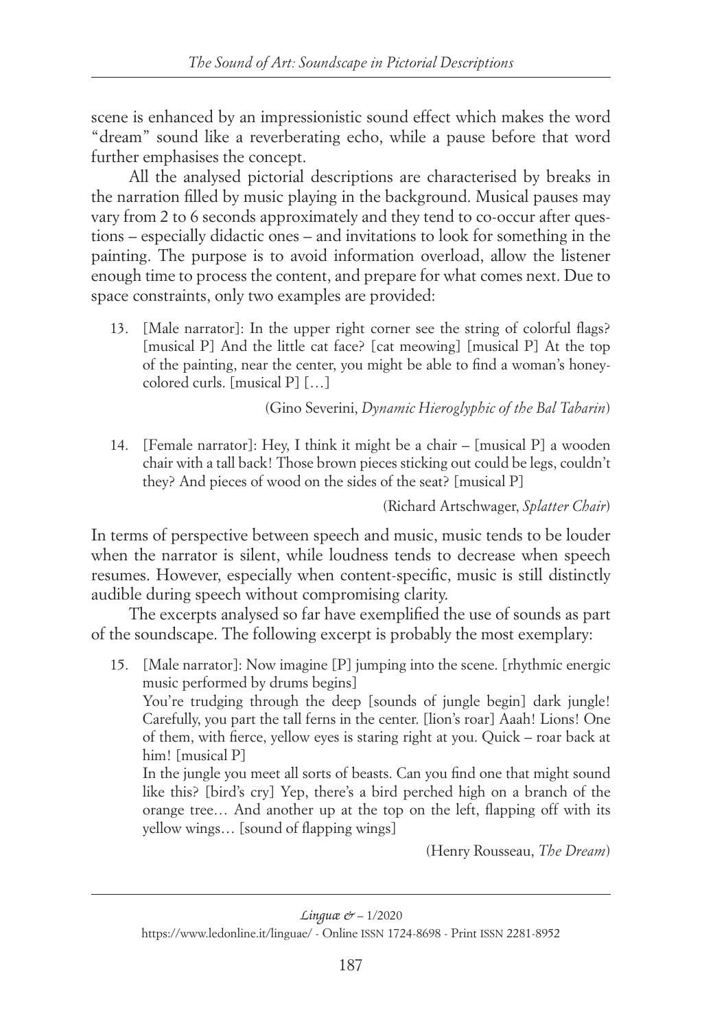scene is enhanced by an impressionistic sound effect which makes the word "dream" sound like a reverberating echo, while a pause before that word further emphasises the concept.

All the analysed pictorial descriptions are characterised by breaks in the narration filled by music playing in the background. Musical pauses may vary from 2 to 6 seconds approximately and they tend to co-occur after questions – especially didactic ones – and invitations to look for something in the painting. The purpose is to avoid information overload, allow the listener enough time to process the content, and prepare for what comes next. Due to space constraints, only two examples are provided:

13. [Male narrator]: In the upper right corner see the string of colorful flags? [musical P] And the little cat face? [cat meowing] [musical P] At the top of the painting, near the center, you might be able to find a woman's honey-colored curls. [musical P] […]

    (Gino Severini, *Dynamic Hieroglyphic of the Bal Tabarin*)

14. [Female narrator]: Hey, I think it might be a chair – [musical P] a wooden chair with a tall back! Those brown pieces sticking out could be legs, couldn't they? And pieces of wood on the sides of the seat? [musical P]

    (Richard Artschwager, *Splatter Chair*)

In terms of perspective between speech and music, music tends to be louder when the narrator is silent, while loudness tends to decrease when speech resumes. However, especially when content-specific, music is still distinctly audible during speech without compromising clarity.

The excerpts analysed so far have exemplified the use of sounds as part of the soundscape. The following excerpt is probably the most exemplary:

15. [Male narrator]: Now imagine [P] jumping into the scene. [rhythmic energic music performed by drums begins]
    You're trudging through the deep [sounds of jungle begin] dark jungle! Carefully, you part the tall ferns in the center. [lion's roar] Aaah! Lions! One of them, with fierce, yellow eyes is staring right at you. Quick – roar back at him! [musical P]
    In the jungle you meet all sorts of beasts. Can you find one that might sound like this? [bird's cry] Yep, there's a bird perched high on a branch of the orange tree… And another up at the top on the left, flapping off with its yellow wings… [sound of flapping wings]

    (Henry Rousseau, *The Dream*)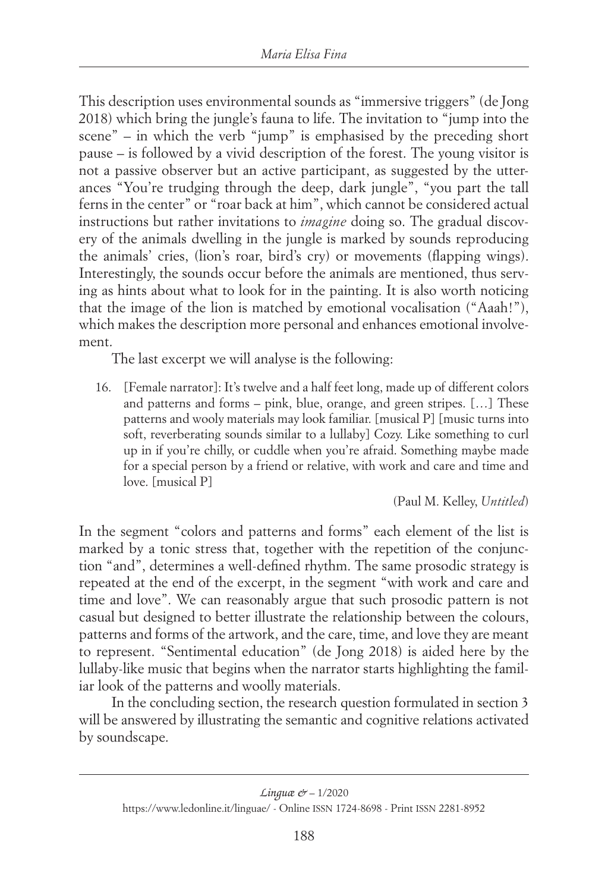This description uses environmental sounds as "immersive triggers" (de Jong 2018) which bring the jungle's fauna to life. The invitation to "jump into the scene" – in which the verb "jump" is emphasised by the preceding short pause – is followed by a vivid description of the forest. The young visitor is not a passive observer but an active participant, as suggested by the utterances "You're trudging through the deep, dark jungle", "you part the tall ferns in the center" or "roar back at him", which cannot be considered actual instructions but rather invitations to *imagine* doing so. The gradual discovery of the animals dwelling in the jungle is marked by sounds reproducing the animals' cries, (lion's roar, bird's cry) or movements (flapping wings). Interestingly, the sounds occur before the animals are mentioned, thus serving as hints about what to look for in the painting. It is also worth noticing that the image of the lion is matched by emotional vocalisation ("Aaah!"), which makes the description more personal and enhances emotional involvement.

The last excerpt we will analyse is the following:

16. [Female narrator]: It's twelve and a half feet long, made up of different colors and patterns and forms – pink, blue, orange, and green stripes. […] These patterns and wooly materials may look familiar. [musical P] [music turns into soft, reverberating sounds similar to a lullaby] Cozy. Like something to curl up in if you're chilly, or cuddle when you're afraid. Something maybe made for a special person by a friend or relative, with work and care and time and love. [musical P]

(Paul M. Kelley, *Untitled*)

In the segment "colors and patterns and forms" each element of the list is marked by a tonic stress that, together with the repetition of the conjunction "and", determines a well-defined rhythm. The same prosodic strategy is repeated at the end of the excerpt, in the segment "with work and care and time and love". We can reasonably argue that such prosodic pattern is not casual but designed to better illustrate the relationship between the colours, patterns and forms of the artwork, and the care, time, and love they are meant to represent. "Sentimental education" (de Jong 2018) is aided here by the lullaby-like music that begins when the narrator starts highlighting the familiar look of the patterns and woolly materials.

In the concluding section, the research question formulated in section 3 will be answered by illustrating the semantic and cognitive relations activated by soundscape.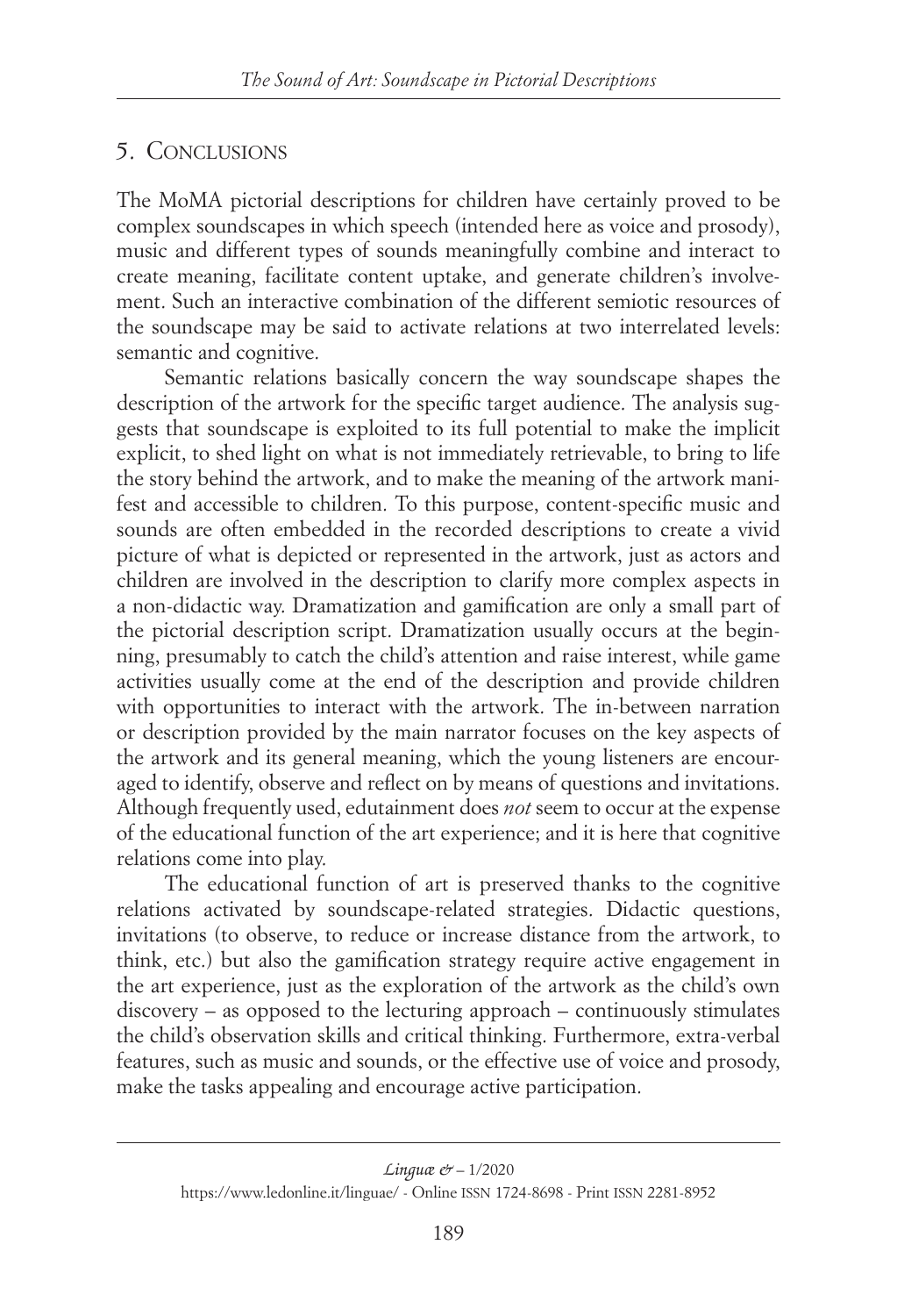## 5. Conclusions

The MoMA pictorial descriptions for children have certainly proved to be complex soundscapes in which speech (intended here as voice and prosody), music and different types of sounds meaningfully combine and interact to create meaning, facilitate content uptake, and generate children's involvement. Such an interactive combination of the different semiotic resources of the soundscape may be said to activate relations at two interrelated levels: semantic and cognitive.

Semantic relations basically concern the way soundscape shapes the description of the artwork for the specific target audience. The analysis suggests that soundscape is exploited to its full potential to make the implicit explicit, to shed light on what is not immediately retrievable, to bring to life the story behind the artwork, and to make the meaning of the artwork manifest and accessible to children. To this purpose, content-specific music and sounds are often embedded in the recorded descriptions to create a vivid picture of what is depicted or represented in the artwork, just as actors and children are involved in the description to clarify more complex aspects in a non-didactic way. Dramatization and gamification are only a small part of the pictorial description script. Dramatization usually occurs at the beginning, presumably to catch the child's attention and raise interest, while game activities usually come at the end of the description and provide children with opportunities to interact with the artwork. The in-between narration or description provided by the main narrator focuses on the key aspects of the artwork and its general meaning, which the young listeners are encouraged to identify, observe and reflect on by means of questions and invitations. Although frequently used, edutainment does *not* seem to occur at the expense of the educational function of the art experience; and it is here that cognitive relations come into play.

The educational function of art is preserved thanks to the cognitive relations activated by soundscape-related strategies. Didactic questions, invitations (to observe, to reduce or increase distance from the artwork, to think, etc.) but also the gamification strategy require active engagement in the art experience, just as the exploration of the artwork as the child's own discovery – as opposed to the lecturing approach – continuously stimulates the child's observation skills and critical thinking. Furthermore, extra-verbal features, such as music and sounds, or the effective use of voice and prosody, make the tasks appealing and encourage active participation.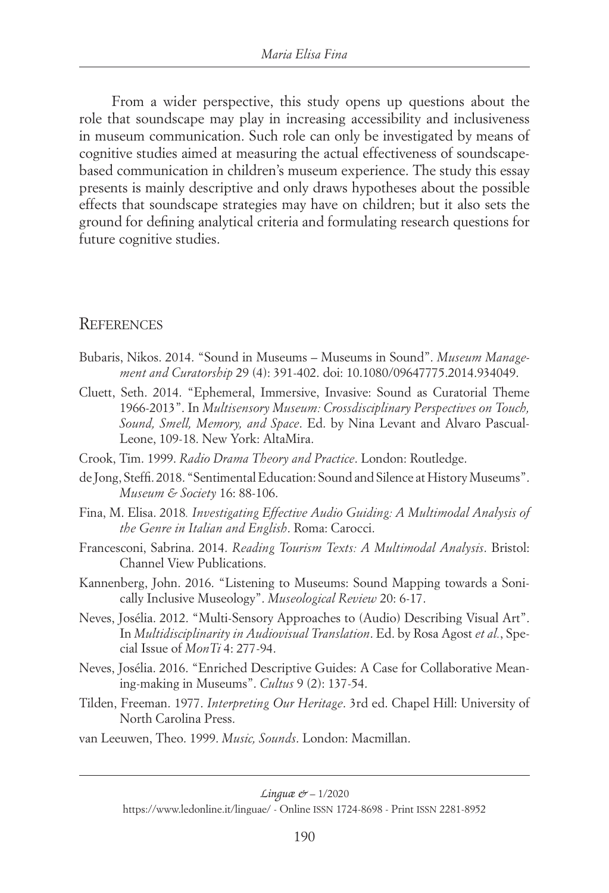From a wider perspective, this study opens up questions about the role that soundscape may play in increasing accessibility and inclusiveness in museum communication. Such role can only be investigated by means of cognitive studies aimed at measuring the actual effectiveness of soundscape-based communication in children's museum experience. The study this essay presents is mainly descriptive and only draws hypotheses about the possible effects that soundscape strategies may have on children; but it also sets the ground for defining analytical criteria and formulating research questions for future cognitive studies.

## References

Bubaris, Nikos. 2014. "Sound in Museums – Museums in Sound". *Museum Management and Curatorship* 29 (4): 391-402. doi: 10.1080/09647775.2014.934049.

Cluett, Seth. 2014. "Ephemeral, Immersive, Invasive: Sound as Curatorial Theme 1966-2013". In *Multisensory Museum: Crossdisciplinary Perspectives on Touch, Sound, Smell, Memory, and Space*. Ed. by Nina Levant and Alvaro Pascual-Leone, 109-18. New York: AltaMira.

Crook, Tim. 1999. *Radio Drama Theory and Practice*. London: Routledge.

de Jong, Steffi. 2018. "Sentimental Education: Sound and Silence at History Museums". *Museum & Society* 16: 88-106.

Fina, M. Elisa. 2018. *Investigating Effective Audio Guiding: A Multimodal Analysis of the Genre in Italian and English*. Roma: Carocci.

Francesconi, Sabrina. 2014. *Reading Tourism Texts: A Multimodal Analysis*. Bristol: Channel View Publications.

Kannenberg, John. 2016. "Listening to Museums: Sound Mapping towards a Sonically Inclusive Museology". *Museological Review* 20: 6-17.

Neves, Josélia. 2012. "Multi-Sensory Approaches to (Audio) Describing Visual Art". In *Multidisciplinarity in Audiovisual Translation*. Ed. by Rosa Agost *et al.*, Special Issue of *MonTi* 4: 277-94.

Neves, Josélia. 2016. "Enriched Descriptive Guides: A Case for Collaborative Meaning-making in Museums". *Cultus* 9 (2): 137-54.

Tilden, Freeman. 1977. *Interpreting Our Heritage*. 3rd ed. Chapel Hill: University of North Carolina Press.

van Leeuwen, Theo. 1999. *Music, Sounds*. London: Macmillan.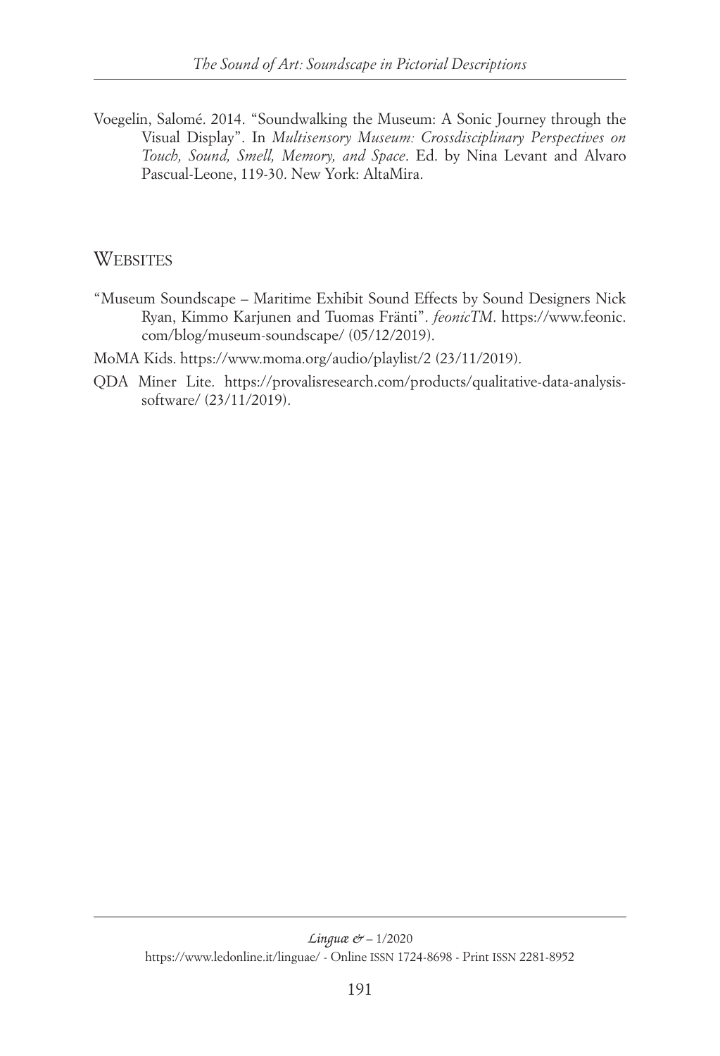Voegelin, Salomé. 2014. "Soundwalking the Museum: A Sonic Journey through the Visual Display". In *Multisensory Museum: Crossdisciplinary Perspectives on Touch, Sound, Smell, Memory, and Space*. Ed. by Nina Levant and Alvaro Pascual-Leone, 119-30. New York: AltaMira.

## Websites

"Museum Soundscape – Maritime Exhibit Sound Effects by Sound Designers Nick Ryan, Kimmo Karjunen and Tuomas Fränti". *feonicTM*. https://www.feonic.com/blog/museum-soundscape/ (05/12/2019).

MoMA Kids. https://www.moma.org/audio/playlist/2 (23/11/2019).

QDA Miner Lite. https://provalisresearch.com/products/qualitative-data-analysis-software/ (23/11/2019).